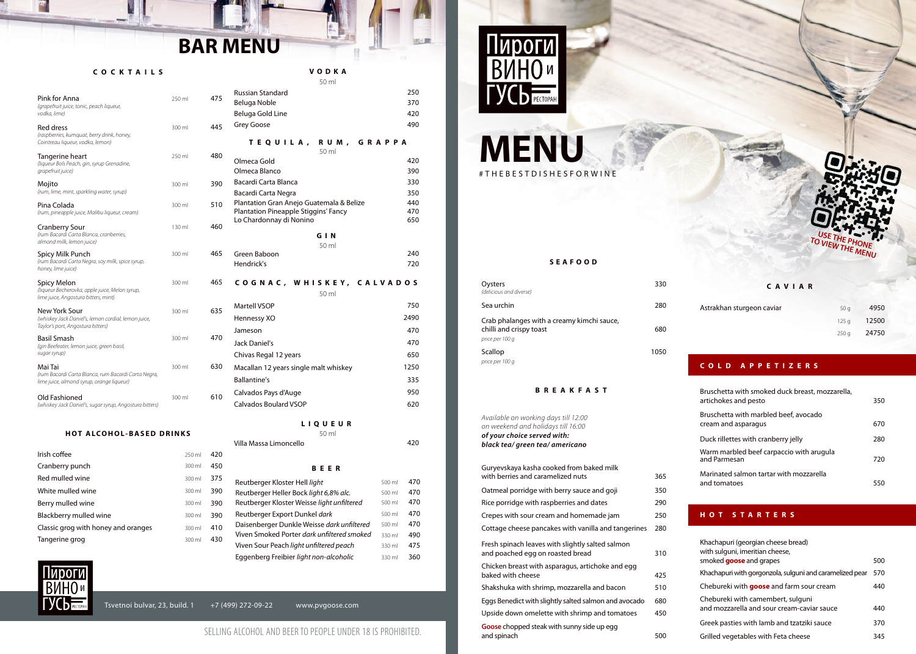# BAR MENU

## COCKTAILS

| Cocktail | Volume | Price |
|---|---|---|
| Pink for Anna *(grapefruit juice, tonic, peach liqueur, vodka, lime)* | 250 ml | 475 |
| Red dress *(raspberries, kumquat, berry drink, honey, Cointreau liqueur, vodka, lemon)* | 300 ml | 445 |
| Tangerine heart *(liqueur Bols Peach, gin, syrup Grenadine, grapefruit juice)* | 250 ml | 480 |
| Mojito *(rum, lime, mint, sparkling water, syrup)* | 300 ml | 390 |
| Pina Colada *(rum, pineapple juice, Malibu liqueur, cream)* | 300 ml | 510 |
| Cranberry Sour *(rum Bacardi Carta Blanca, cranberries, almond milk, lemon juice)* | 130 ml | 460 |
| Spicy Milk Punch *(rum Bacardi Carta Negra, soy milk, spice syrup, honey, lime juice)* | 300 ml | 465 |
| Spicy Melon *(liqueur Becherovka, apple juice, Melon syrup, lime juice, Angostura bitters, mint)* | 300 ml | 465 |
| New York Sour *(whiskey Jack Daniel's, lemon cordial, lemon juice, Taylor's port, Angostura bitters)* | 300 ml | 635 |
| Basil Smash *(gin Beefeater, lemon juice, green basil, sugar syrup)* | 300 ml | 470 |
| Mai Tai *(rum Bacardi Carta Blanca, rum Bacardi Carta Negra, lime juice, almond syrup, orange liqueur)* | 300 ml | 630 |
| Old Fashioned *(whiskey Jack Daniel's, sugar syrup, Angostura bitters)* | 300 ml | 610 |

## HOT ALCOHOL-BASED DRINKS

| Drink | Volume | Price |
|---|---|---|
| Irish coffee | 250 ml | 420 |
| Cranberry punch | 300 ml | 450 |
| Red mulled wine | 300 ml | 375 |
| White mulled wine | 300 ml | 390 |
| Berry mulled wine | 300 ml | 390 |
| Blackberry mulled wine | 300 ml | 390 |
| Classic grog with honey and oranges | 300 ml | 410 |
| Tangerine grog | 300 ml | 430 |

## VODKA

50 ml

| Drink | Price |
|---|---|
| Russian Standard | 250 |
| Beluga Noble | 370 |
| Beluga Gold Line | 420 |
| Grey Goose | 490 |

## TEQUILA, RUM, GRAPPA

50 ml

| Drink | Price |
|---|---|
| Olmeca Gold | 420 |
| Olmeca Blanco | 390 |
| Bacardi Carta Blanca | 330 |
| Bacardi Carta Negra | 350 |
| Plantation Gran Anejo Guatemala & Belize | 440 |
| Plantation Pineapple Stiggins' Fancy | 470 |
| Lo Chardonnay di Nonino | 650 |

## GIN

50 ml

| Drink | Price |
|---|---|
| Green Baboon | 240 |
| Hendrick's | 720 |

## COGNAC, WHISKEY, CALVADOS

50 ml

| Drink | Price |
|---|---|
| Martell VSOP | 750 |
| Hennessy XO | 2490 |
| Jameson | 470 |
| Jack Daniel's | 470 |
| Chivas Regal 12 years | 650 |
| Macallan 12 years single malt whiskey | 1250 |
| Ballantine's | 335 |
| Calvados Pays d'Auge | 950 |
| Calvados Boulard VSOP | 620 |

## LIQUEUR

50 ml

| Drink | Price |
|---|---|
| Villa Massa Limoncello | 420 |

## BEER

| Beer | Volume | Price |
|---|---|---|
| Reutberger Kloster Hell *light* | 500 ml | 470 |
| Reutberger Heller Bock *light 6,8% alc.* | 500 ml | 470 |
| Reutberger Kloster Weisse *light unfiltered* | 500 ml | 470 |
| Reutberger Export Dunkel *dark* | 500 ml | 470 |
| Daisenberger Dunkle Weisse *dark unfiltered* | 500 ml | 470 |
| Viven Smoked Porter *dark unfiltered smoked* | 330 ml | 490 |
| Viven Sour Peach *light unfiltered peach* | 330 ml | 475 |
| Eggenberg Freibier *light non-alcoholic* | 330 ml | 360 |

Пироги ВИНО и ГУСЬ РЕСТОРАН

Tsvetnoi bulvar, 23, build. 1 &nbsp; +7 (499) 272-09-22 &nbsp; www.pvgoose.com

SELLING ALCOHOL AND BEER TO PEOPLE UNDER 18 IS PROHIBITED.

---

Пироги ВИНО и ГУСЬ РЕСТОРАН

# MENU

#THEBESTDISHESFORWINE

USE THE PHONE TO VIEW THE MENU

## SEAFOOD

| Dish | Price |
|---|---|
| Oysters *(delicious and diverse)* | 330 |
| Sea urchin | 280 |
| Crab phalanges with a creamy kimchi sauce, chilli and crispy toast *price per 100 g* | 680 |
| Scallop *price per 100 g* | 1050 |

## BREAKFAST

*Available on working days till 12:00*
*on weekend and holidays till 16:00*
***of your choice served with:***
***black tea/ green tea/ americano***

| Dish | Price |
|---|---|
| Guryevskaya kasha cooked from baked milk with berries and caramelized nuts | 365 |
| Oatmeal porridge with berry sauce and goji | 350 |
| Rice porridge with raspberries and dates | 290 |
| Crepes with sour cream and homemade jam | 250 |
| Cottage cheese pancakes with vanilla and tangerines | 280 |
| Fresh spinach leaves with slightly salted salmon and poached egg on roasted bread | 310 |
| Chicken breast with asparagus, artichoke and egg baked with cheese | 425 |
| Shakshuka with shrimp, mozzarella and bacon | 510 |
| Eggs Benedict with slightly salted salmon and avocado | 680 |
| Upside down omelette with shrimp and tomatoes | 450 |
| **Goose** chopped steak with sunny side up egg and spinach | 500 |

## CAVIAR

| Dish | Weight | Price |
|---|---|---|
| Astrakhan sturgeon caviar | 50 g | 4950 |
| | 125 g | 12500 |
| | 250 g | 24750 |

## COLD APPETIZERS

| Dish | Price |
|---|---|
| Bruschetta with smoked duck breast, mozzarella, artichokes and pesto | 350 |
| Bruschetta with marbled beef, avocado cream and asparagus | 670 |
| Duck rillettes with cranberry jelly | 280 |
| Warm marbled beef carpaccio with arugula and Parmesan | 720 |
| Marinated salmon tartar with mozzarella and tomatoes | 550 |

## HOT STARTERS

| Dish | Price |
|---|---|
| Khachapuri (georgian cheese bread) with sulguni, imeritian cheese, smoked **goose** and grapes | 500 |
| Khachapuri with gorgonzola, sulguni and caramelized pear | 570 |
| Chebureki with **goose** and farm sour cream | 440 |
| Chebureki with camembert, sulguni and mozzarella and sour cream-caviar sauce | 440 |
| Greek pasties with lamb and tzatziki sauce | 370 |
| Grilled vegetables with Feta cheese | 345 |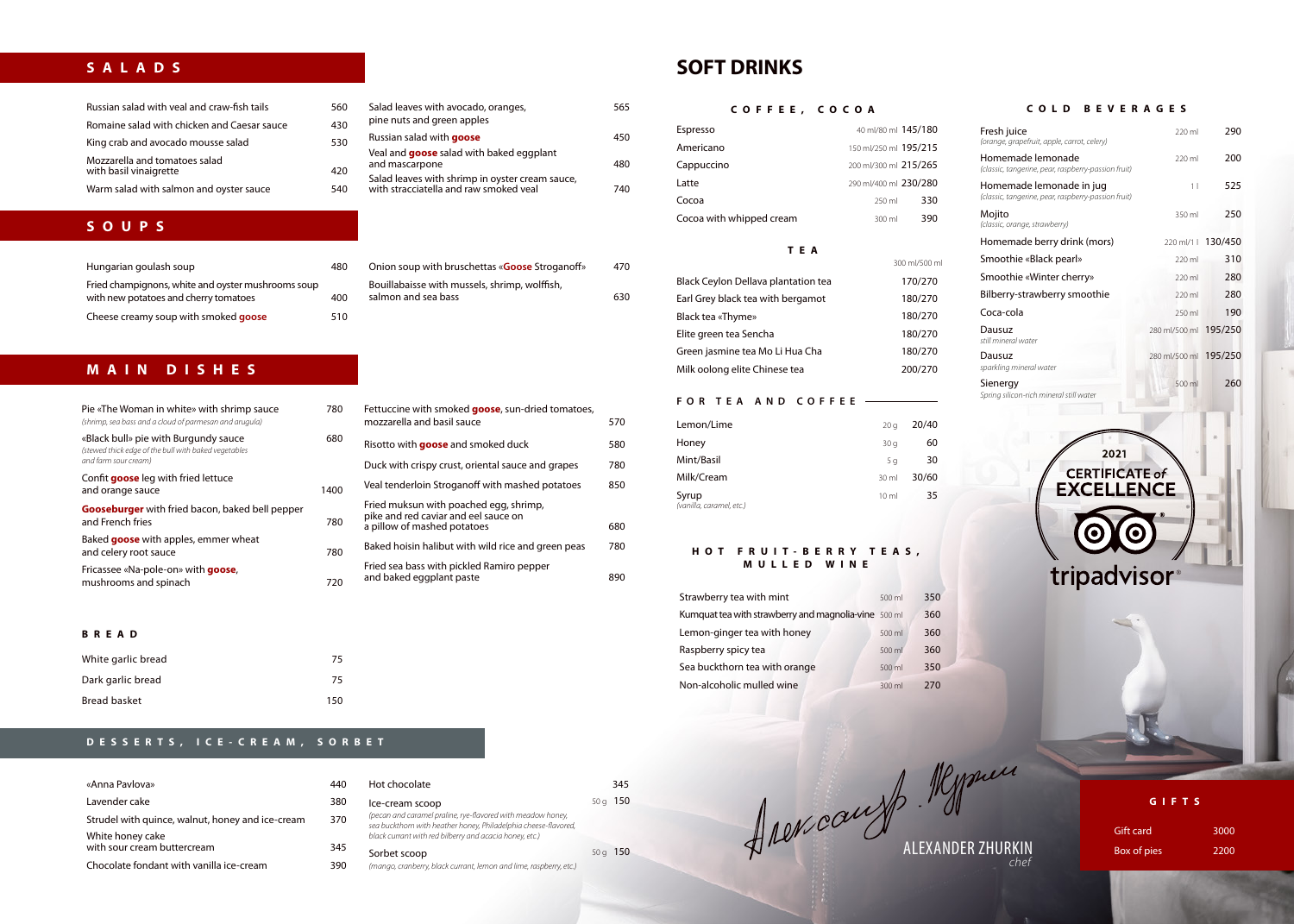## SALADS

| | |
|---|---|
| Russian salad with veal and craw-fish tails | 560 |
| Romaine salad with chicken and Caesar sauce | 430 |
| King crab and avocado mousse salad | 530 |
| Mozzarella and tomatoes salad with basil vinaigrette | 420 |
| Warm salad with salmon and oyster sauce | 540 |
| Salad leaves with avocado, oranges, pine nuts and green apples | 565 |
| Russian salad with **goose** | 450 |
| Veal and **goose** salad with baked eggplant and mascarpone | 480 |
| Salad leaves with shrimp in oyster cream sauce, with stracciatella and raw smoked veal | 740 |

## SOUPS

| | |
|---|---|
| Hungarian goulash soup | 480 |
| Fried champignons, white and oyster mushrooms soup with new potatoes and cherry tomatoes | 400 |
| Cheese creamy soup with smoked **goose** | 510 |
| Onion soup with bruschettas «**Goose** Stroganoff» | 470 |
| Bouillabaisse with mussels, shrimp, wolffish, salmon and sea bass | 630 |

## MAIN DISHES

| | |
|---|---|
| Pie «The Woman in white» with shrimp sauce *(shrimp, sea bass and a cloud of parmesan and arugula)* | 780 |
| «Black bull» pie with Burgundy sauce *(stewed thick edge of the bull with baked vegetables and farm sour cream)* | 680 |
| Confit **goose** leg with fried lettuce and orange sauce | 1400 |
| **Gooseburger** with fried bacon, baked bell pepper and French fries | 780 |
| Baked **goose** with apples, emmer wheat and celery root sauce | 780 |
| Fricassee «Na-pole-on» with **goose**, mushrooms and spinach | 720 |
| Fettuccine with smoked **goose**, sun-dried tomatoes, mozzarella and basil sauce | 570 |
| Risotto with **goose** and smoked duck | 580 |
| Duck with crispy crust, oriental sauce and grapes | 780 |
| Veal tenderloin Stroganoff with mashed potatoes | 850 |
| Fried muksun with poached egg, shrimp, pike and red caviar and eel sauce on a pillow of mashed potatoes | 680 |
| Baked hoisin halibut with wild rice and green peas | 780 |
| Fried sea bass with pickled Ramiro pepper and baked eggplant paste | 890 |

### BREAD

| | |
|---|---|
| White garlic bread | 75 |
| Dark garlic bread | 75 |
| Bread basket | 150 |

## DESSERTS, ICE-CREAM, SORBET

| | | |
|---|---|---|
| «Anna Pavlova» | | 440 |
| Lavender cake | | 380 |
| Strudel with quince, walnut, honey and ice-cream | | 370 |
| White honey cake with sour cream buttercream | | 345 |
| Chocolate fondant with vanilla ice-cream | | 390 |
| Hot chocolate | | 345 |
| Ice-cream scoop *(pecan and caramel praline, rye-flavored with meadow honey, sea buckthorn with heather honey, Philadelphia cheese-flavored, black currant with red bilberry and acacia honey, etc.)* | 50 g | 150 |
| Sorbet scoop *(mango, cranberry, black currant, lemon and lime, raspberry, etc.)* | 50 g | 150 |

# SOFT DRINKS

### COFFEE, COCOA

| | | |
|---|---|---|
| Espresso | 40 ml/80 ml | 145/180 |
| Americano | 150 ml/250 ml | 195/215 |
| Cappuccino | 200 ml/300 ml | 215/265 |
| Latte | 290 ml/400 ml | 230/280 |
| Cocoa | 250 ml | 330 |
| Cocoa with whipped cream | 300 ml | 390 |

### TEA

| | 300 ml/500 ml |
|---|---|
| Black Ceylon Dellava plantation tea | 170/270 |
| Earl Grey black tea with bergamot | 180/270 |
| Black tea «Thyme» | 180/270 |
| Elite green tea Sencha | 180/270 |
| Green jasmine tea Mo Li Hua Cha | 180/270 |
| Milk oolong elite Chinese tea | 200/270 |

### FOR TEA AND COFFEE

| | | |
|---|---|---|
| Lemon/Lime | 20 g | 20/40 |
| Honey | 30 g | 60 |
| Mint/Basil | 5 g | 30 |
| Milk/Cream | 30 ml | 30/60 |
| Syrup *(vanilla, caramel, etc.)* | 10 ml | 35 |

### HOT FRUIT-BERRY TEAS, MULLED WINE

| | | |
|---|---|---|
| Strawberry tea with mint | 500 ml | 350 |
| Kumquat tea with strawberry and magnolia-vine | 500 ml | 360 |
| Lemon-ginger tea with honey | 500 ml | 360 |
| Raspberry spicy tea | 500 ml | 360 |
| Sea buckthorn tea with orange | 500 ml | 350 |
| Non-alcoholic mulled wine | 300 ml | 270 |

### COLD BEVERAGES

| | | |
|---|---|---|
| Fresh juice *(orange, grapefruit, apple, carrot, celery)* | 220 ml | 290 |
| Homemade lemonade *(classic, tangerine, pear, raspberry-passion fruit)* | 220 ml | 200 |
| Homemade lemonade in jug *(classic, tangerine, pear, raspberry-passion fruit)* | 1 l | 525 |
| Mojito *(classic, orange, strawberry)* | 350 ml | 250 |
| Homemade berry drink (mors) | 220 ml/1 l | 130/450 |
| Smoothie «Black pearl» | 220 ml | 310 |
| Smoothie «Winter cherry» | 220 ml | 280 |
| Bilberry-strawberry smoothie | 220 ml | 280 |
| Coca-cola | 250 ml | 190 |
| Dausuz *still mineral water* | 280 ml/500 ml | 195/250 |
| Dausuz *sparkling mineral water* | 280 ml/500 ml | 195/250 |
| Sienergy *Spring silicon-rich mineral still water* | 500 ml | 260 |

2021 CERTIFICATE of EXCELLENCE tripadvisor®

ALEXANDER ZHURKIN
*chef*

### GIFTS

| | |
|---|---|
| Gift card | 3000 |
| Box of pies | 2200 |